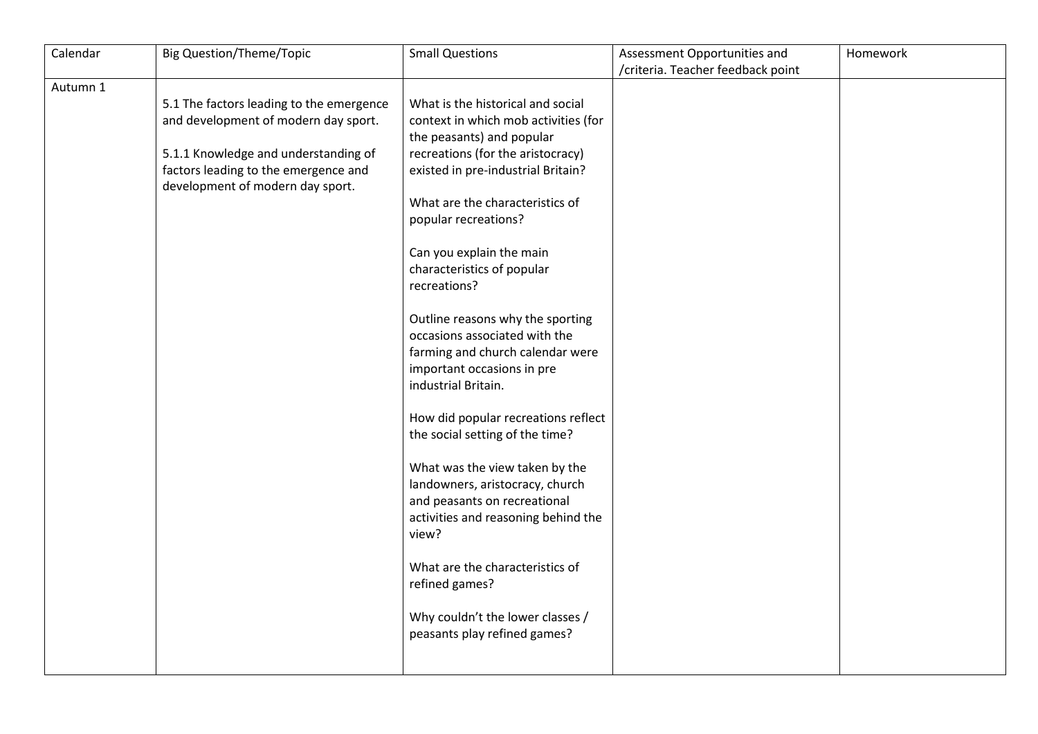| Calendar | Big Question/Theme/Topic | Small Questions | Assessment Opportunities and /criteria. Teacher feedback point | Homework |
|---|---|---|---|---|
| Autumn 1 | 5.1 The factors leading to the emergence and development of modern day sport.<br><br>5.1.1 Knowledge and understanding of factors leading to the emergence and development of modern day sport. | What is the historical and social context in which mob activities (for the peasants) and popular recreations (for the aristocracy) existed in pre-industrial Britain?<br><br>What are the characteristics of popular recreations?<br><br>Can you explain the main characteristics of popular recreations?<br><br>Outline reasons why the sporting occasions associated with the farming and church calendar were important occasions in pre industrial Britain.<br><br>How did popular recreations reflect the social setting of the time?<br><br>What was the view taken by the landowners, aristocracy, church and peasants on recreational activities and reasoning behind the view?<br><br>What are the characteristics of refined games?<br><br>Why couldn't the lower classes / peasants play refined games? | | |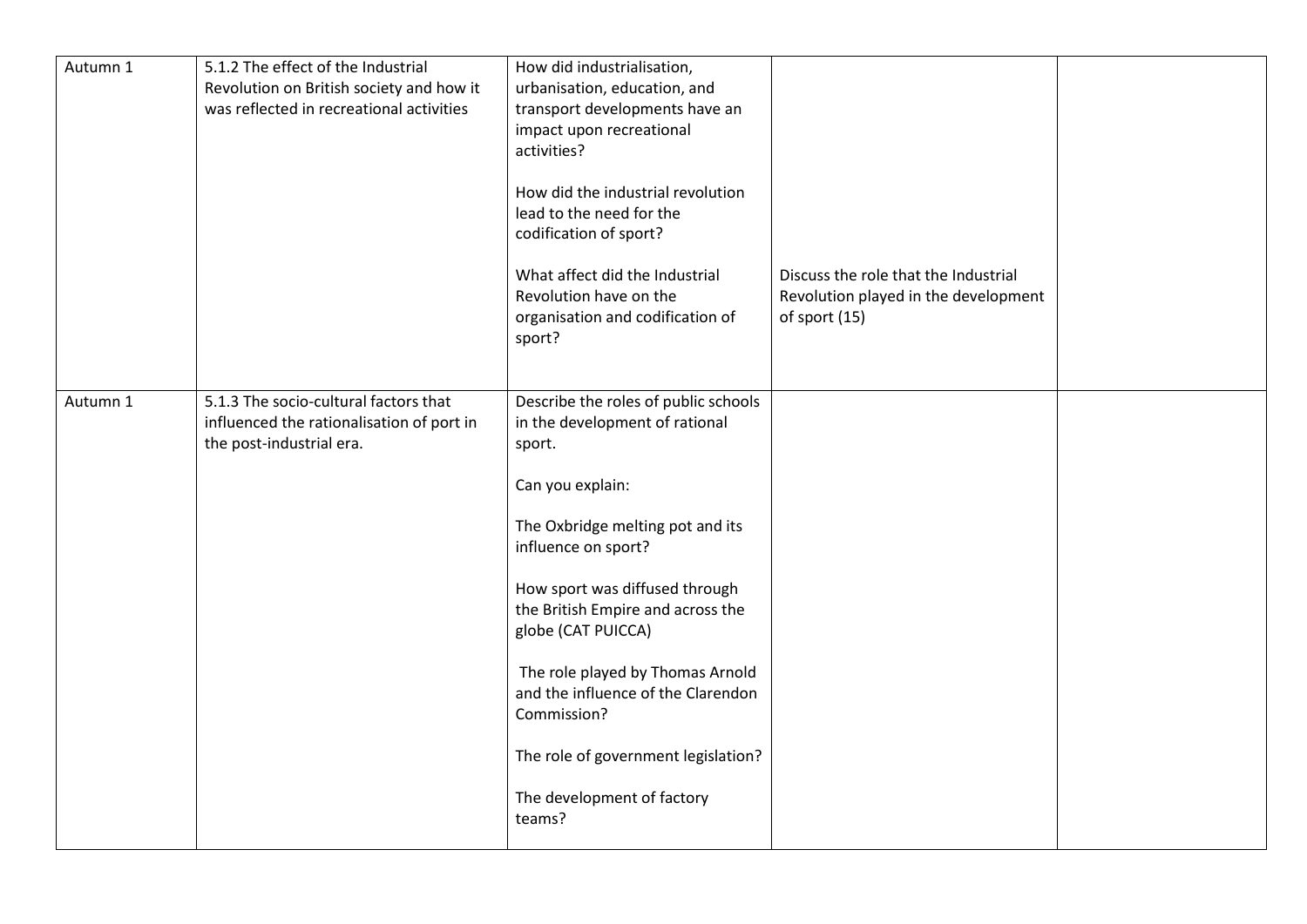| Autumn 1 | 5.1.2 The effect of the Industrial Revolution on British society and how it was reflected in recreational activities | How did industrialisation, urbanisation, education, and transport developments have an impact upon recreational activities?<br><br>How did the industrial revolution lead to the need for the codification of sport?<br><br>What affect did the Industrial Revolution have on the organisation and codification of sport? | Discuss the role that the Industrial Revolution played in the development of sport (15) | |
|---|---|---|---|---|
| Autumn 1 | 5.1.3 The socio-cultural factors that influenced the rationalisation of port in the post-industrial era. | Describe the roles of public schools in the development of rational sport.<br><br>Can you explain:<br><br>The Oxbridge melting pot and its influence on sport?<br><br>How sport was diffused through the British Empire and across the globe (CAT PUICCA)<br><br>The role played by Thomas Arnold and the influence of the Clarendon Commission?<br><br>The role of government legislation?<br><br>The development of factory teams? | | |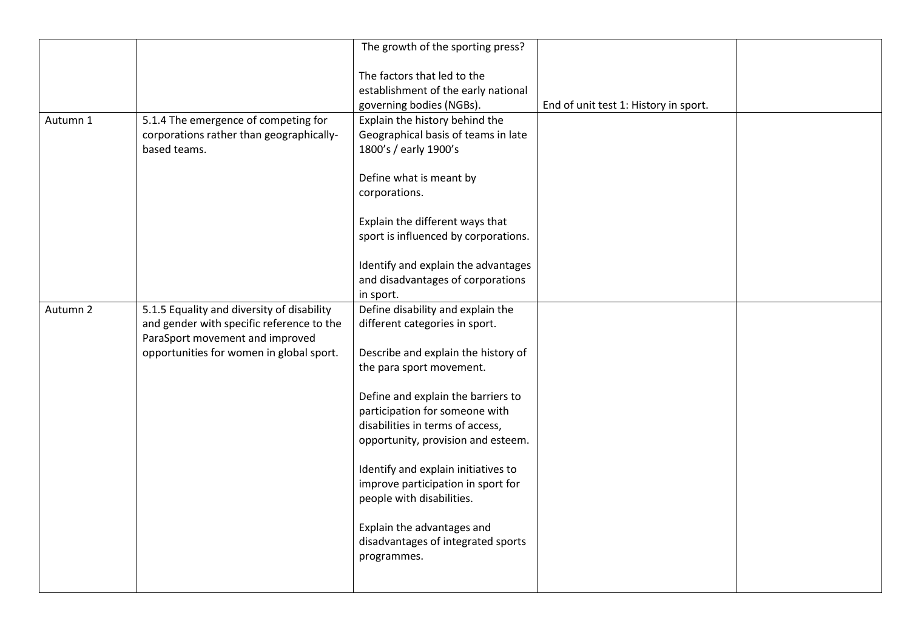|  |  |  |  |  |
|---|---|---|---|---|
|  |  | The growth of the sporting press?<br><br>The factors that led to the establishment of the early national governing bodies (NGBs). | End of unit test 1: History in sport. |  |
| Autumn 1 | 5.1.4 The emergence of competing for corporations rather than geographically-based teams. | Explain the history behind the Geographical basis of teams in late 1800's / early 1900's<br><br>Define what is meant by corporations.<br><br>Explain the different ways that sport is influenced by corporations.<br><br>Identify and explain the advantages and disadvantages of corporations in sport. |  |  |
| Autumn 2 | 5.1.5 Equality and diversity of disability and gender with specific reference to the ParaSport movement and improved opportunities for women in global sport. | Define disability and explain the different categories in sport.<br><br>Describe and explain the history of the para sport movement.<br><br>Define and explain the barriers to participation for someone with disabilities in terms of access, opportunity, provision and esteem.<br><br>Identify and explain initiatives to improve participation in sport for people with disabilities.<br><br>Explain the advantages and disadvantages of integrated sports programmes. |  |  |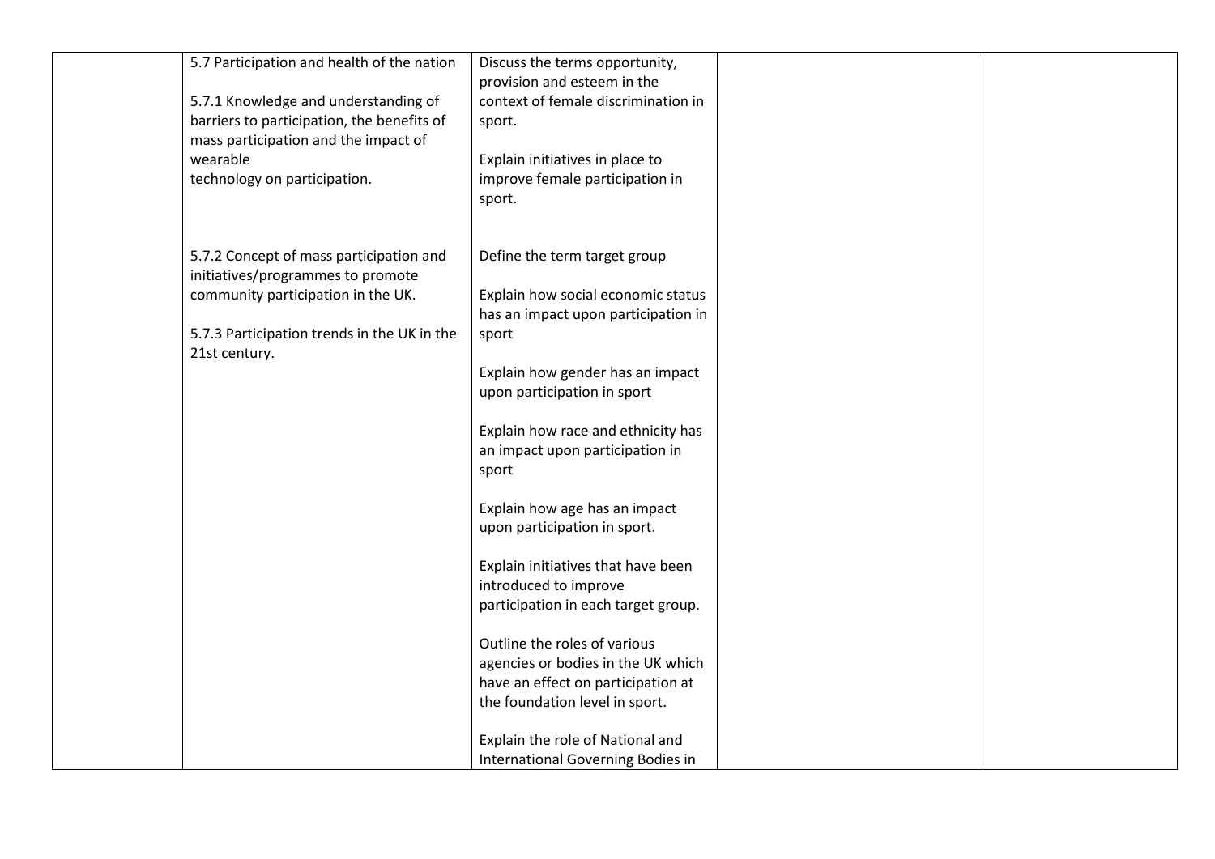| | | | | |
|---|---|---|---|---|
| | 5.7 Participation and health of the nation<br><br>5.7.1 Knowledge and understanding of barriers to participation, the benefits of mass participation and the impact of wearable technology on participation.<br><br>5.7.2 Concept of mass participation and initiatives/programmes to promote community participation in the UK.<br><br>5.7.3 Participation trends in the UK in the 21st century. | Discuss the terms opportunity, provision and esteem in the context of female discrimination in sport.<br><br>Explain initiatives in place to improve female participation in sport.<br><br>Define the term target group<br><br>Explain how social economic status has an impact upon participation in sport<br><br>Explain how gender has an impact upon participation in sport<br><br>Explain how race and ethnicity has an impact upon participation in sport<br><br>Explain how age has an impact upon participation in sport.<br><br>Explain initiatives that have been introduced to improve participation in each target group.<br><br>Outline the roles of various agencies or bodies in the UK which have an effect on participation at the foundation level in sport.<br><br>Explain the role of National and International Governing Bodies in | | |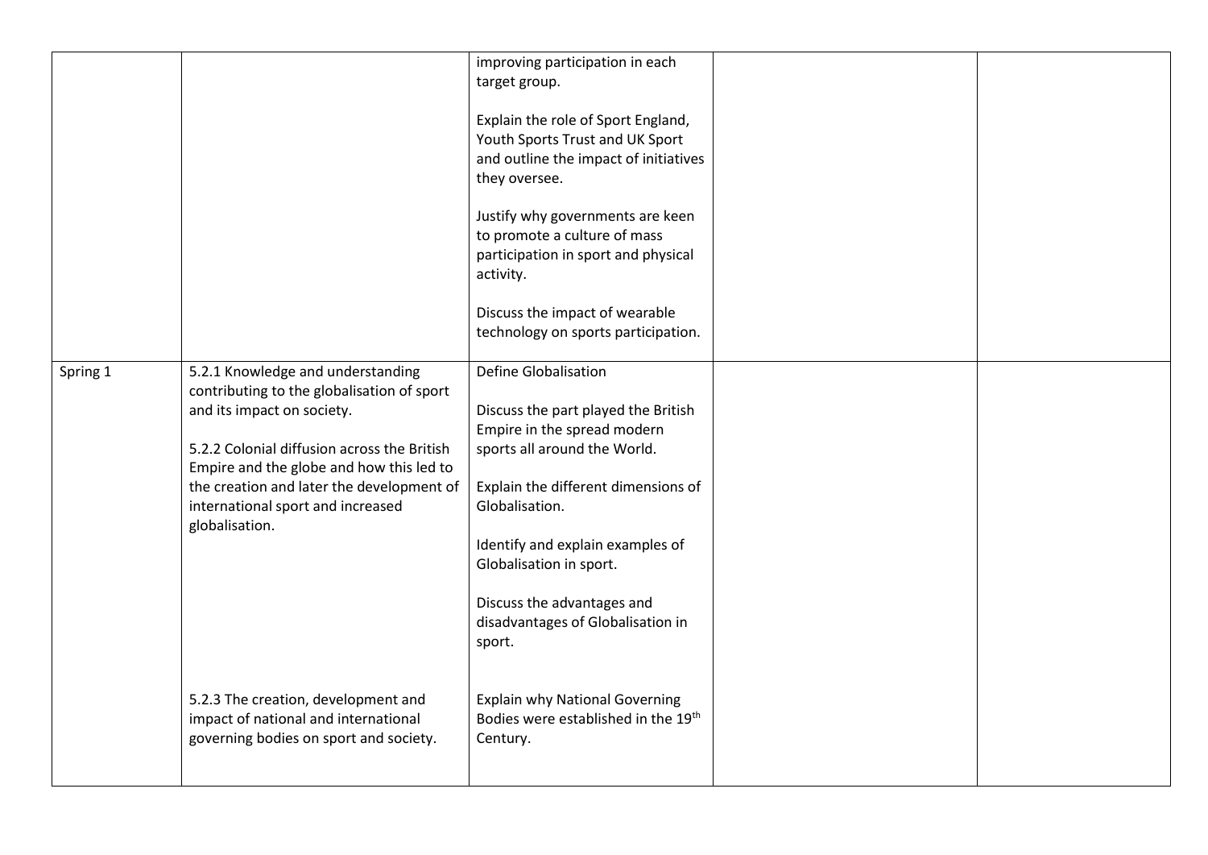| | | | | |
|---|---|---|---|---|
| | | improving participation in each target group.<br><br>Explain the role of Sport England, Youth Sports Trust and UK Sport and outline the impact of initiatives they oversee.<br><br>Justify why governments are keen to promote a culture of mass participation in sport and physical activity.<br><br>Discuss the impact of wearable technology on sports participation. | | |
| Spring 1 | 5.2.1 Knowledge and understanding contributing to the globalisation of sport and its impact on society.<br><br>5.2.2 Colonial diffusion across the British Empire and the globe and how this led to the creation and later the development of international sport and increased globalisation. | Define Globalisation<br><br>Discuss the part played the British Empire in the spread modern sports all around the World.<br><br>Explain the different dimensions of Globalisation.<br><br>Identify and explain examples of Globalisation in sport.<br><br>Discuss the advantages and disadvantages of Globalisation in sport. | | |
| | 5.2.3 The creation, development and impact of national and international governing bodies on sport and society. | Explain why National Governing Bodies were established in the 19th Century. | | |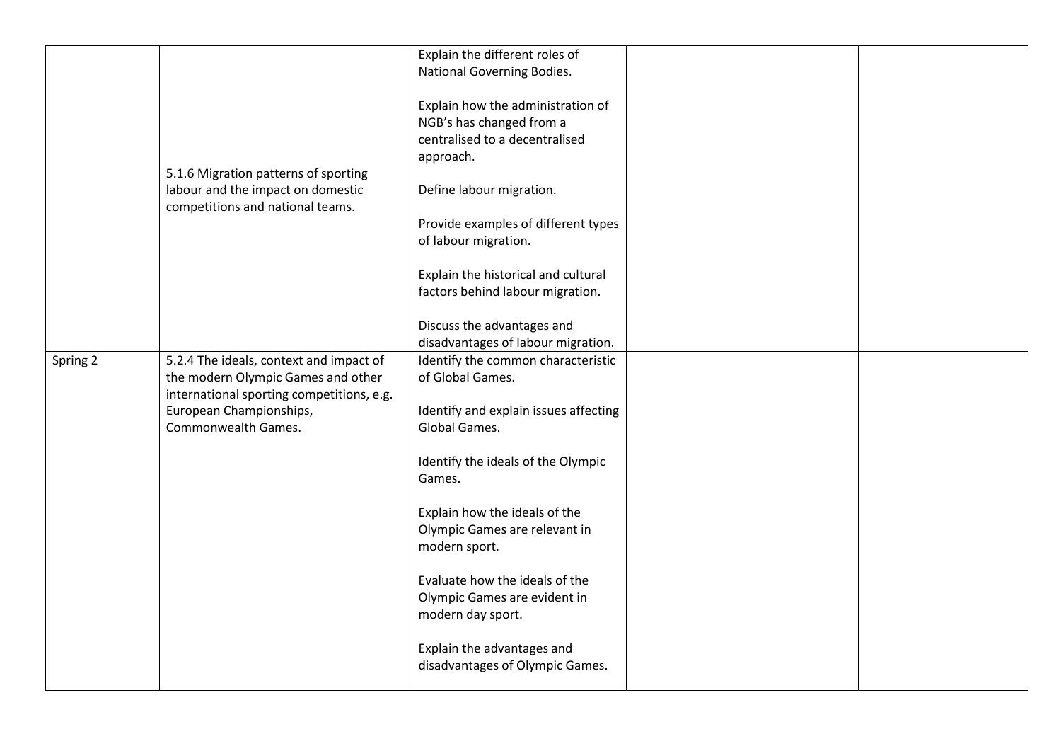| | | | | |
|---|---|---|---|---|
| | 5.1.6 Migration patterns of sporting labour and the impact on domestic competitions and national teams. | Explain the different roles of National Governing Bodies.<br><br>Explain how the administration of NGB's has changed from a centralised to a decentralised approach.<br><br>Define labour migration.<br><br>Provide examples of different types of labour migration.<br><br>Explain the historical and cultural factors behind labour migration.<br><br>Discuss the advantages and disadvantages of labour migration. | | |
| Spring 2 | 5.2.4 The ideals, context and impact of the modern Olympic Games and other international sporting competitions, e.g. European Championships, Commonwealth Games. | Identify the common characteristic of Global Games.<br><br>Identify and explain issues affecting Global Games.<br><br>Identify the ideals of the Olympic Games.<br><br>Explain how the ideals of the Olympic Games are relevant in modern sport.<br><br>Evaluate how the ideals of the Olympic Games are evident in modern day sport.<br><br>Explain the advantages and disadvantages of Olympic Games. | | |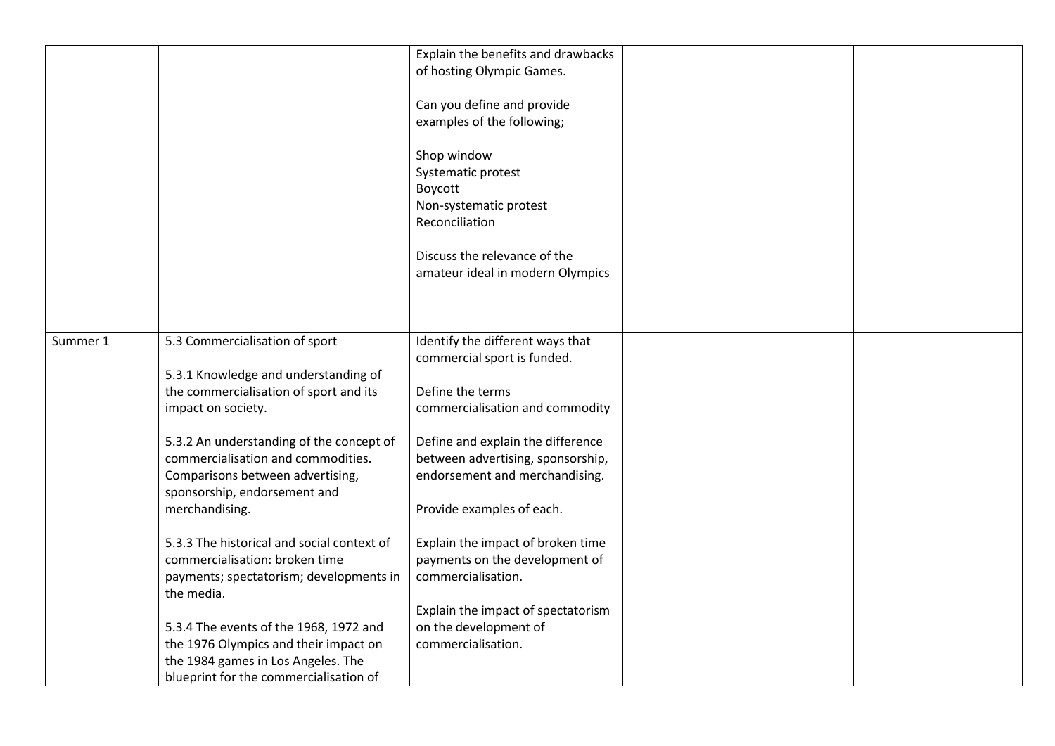| | | | | |
|---|---|---|---|---|
| | | Explain the benefits and drawbacks of hosting Olympic Games.<br><br>Can you define and provide examples of the following;<br><br>Shop window<br>Systematic protest<br>Boycott<br>Non-systematic protest<br>Reconciliation<br><br>Discuss the relevance of the amateur ideal in modern Olympics | | |
| Summer 1 | 5.3 Commercialisation of sport<br><br>5.3.1 Knowledge and understanding of the commercialisation of sport and its impact on society.<br><br>5.3.2 An understanding of the concept of commercialisation and commodities. Comparisons between advertising, sponsorship, endorsement and merchandising.<br><br>5.3.3 The historical and social context of commercialisation: broken time payments; spectatorism; developments in the media.<br><br>5.3.4 The events of the 1968, 1972 and the 1976 Olympics and their impact on the 1984 games in Los Angeles. The blueprint for the commercialisation of | Identify the different ways that commercial sport is funded.<br><br>Define the terms commercialisation and commodity<br><br>Define and explain the difference between advertising, sponsorship, endorsement and merchandising.<br><br>Provide examples of each.<br><br>Explain the impact of broken time payments on the development of commercialisation.<br><br>Explain the impact of spectatorism on the development of commercialisation. | | |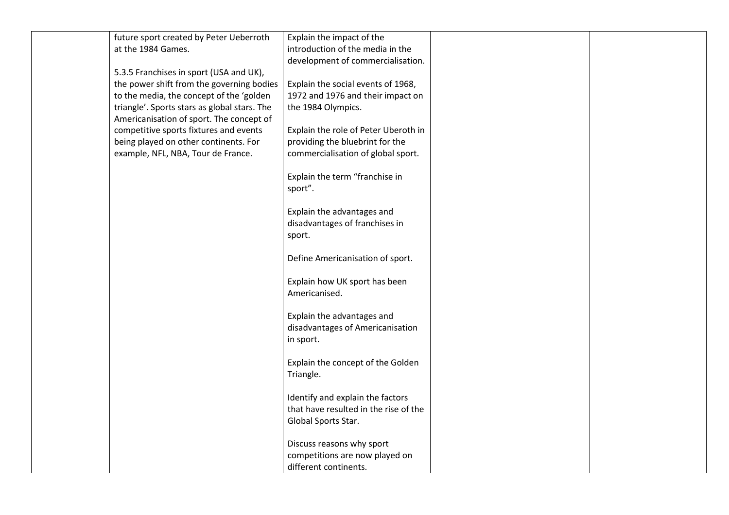|  | future sport created by Peter Ueberroth at the 1984 Games.<br><br>5.3.5 Franchises in sport (USA and UK), the power shift from the governing bodies to the media, the concept of the 'golden triangle'. Sports stars as global stars. The Americanisation of sport. The concept of competitive sports fixtures and events being played on other continents. For example, NFL, NBA, Tour de France. | Explain the impact of the introduction of the media in the development of commercialisation.<br><br>Explain the social events of 1968, 1972 and 1976 and their impact on the 1984 Olympics.<br><br>Explain the role of Peter Uberoth in providing the bluebrint for the commercialisation of global sport.<br><br>Explain the term "franchise in sport".<br><br>Explain the advantages and disadvantages of franchises in sport.<br><br>Define Americanisation of sport.<br><br>Explain how UK sport has been Americanised.<br><br>Explain the advantages and disadvantages of Americanisation in sport.<br><br>Explain the concept of the Golden Triangle.<br><br>Identify and explain the factors that have resulted in the rise of the Global Sports Star.<br><br>Discuss reasons why sport competitions are now played on different continents. |  |  |
|---|---|---|---|---|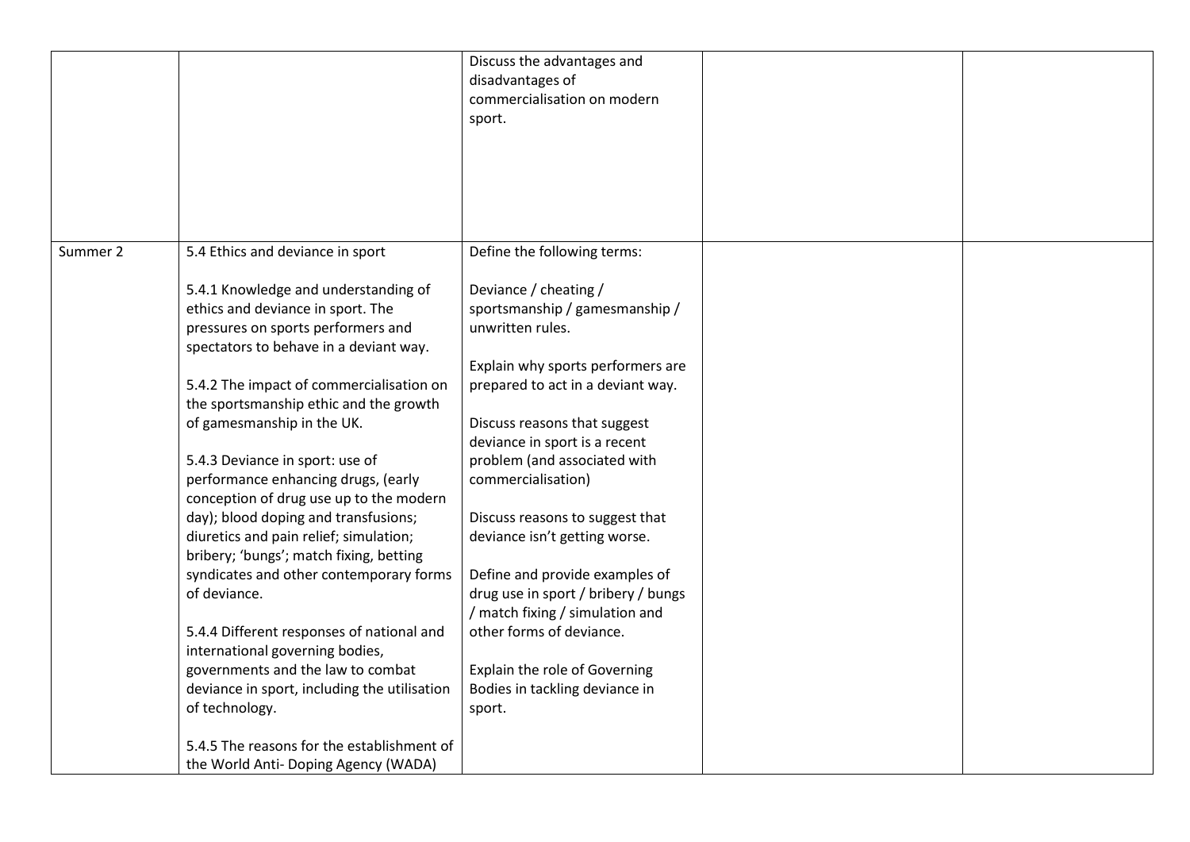| | | | | |
|---|---|---|---|---|
| | | Discuss the advantages and disadvantages of commercialisation on modern sport. | | |
| Summer 2 | 5.4 Ethics and deviance in sport<br><br>5.4.1 Knowledge and understanding of ethics and deviance in sport. The pressures on sports performers and spectators to behave in a deviant way.<br><br>5.4.2 The impact of commercialisation on the sportsmanship ethic and the growth of gamesmanship in the UK.<br><br>5.4.3 Deviance in sport: use of performance enhancing drugs, (early conception of drug use up to the modern day); blood doping and transfusions; diuretics and pain relief; simulation; bribery; 'bungs'; match fixing, betting syndicates and other contemporary forms of deviance.<br><br>5.4.4 Different responses of national and international governing bodies, governments and the law to combat deviance in sport, including the utilisation of technology.<br><br>5.4.5 The reasons for the establishment of the World Anti- Doping Agency (WADA) | Define the following terms:<br><br>Deviance / cheating / sportsmanship / gamesmanship / unwritten rules.<br><br>Explain why sports performers are prepared to act in a deviant way.<br><br>Discuss reasons that suggest deviance in sport is a recent problem (and associated with commercialisation)<br><br>Discuss reasons to suggest that deviance isn't getting worse.<br><br>Define and provide examples of drug use in sport / bribery / bungs / match fixing / simulation and other forms of deviance.<br><br>Explain the role of Governing Bodies in tackling deviance in sport. | | |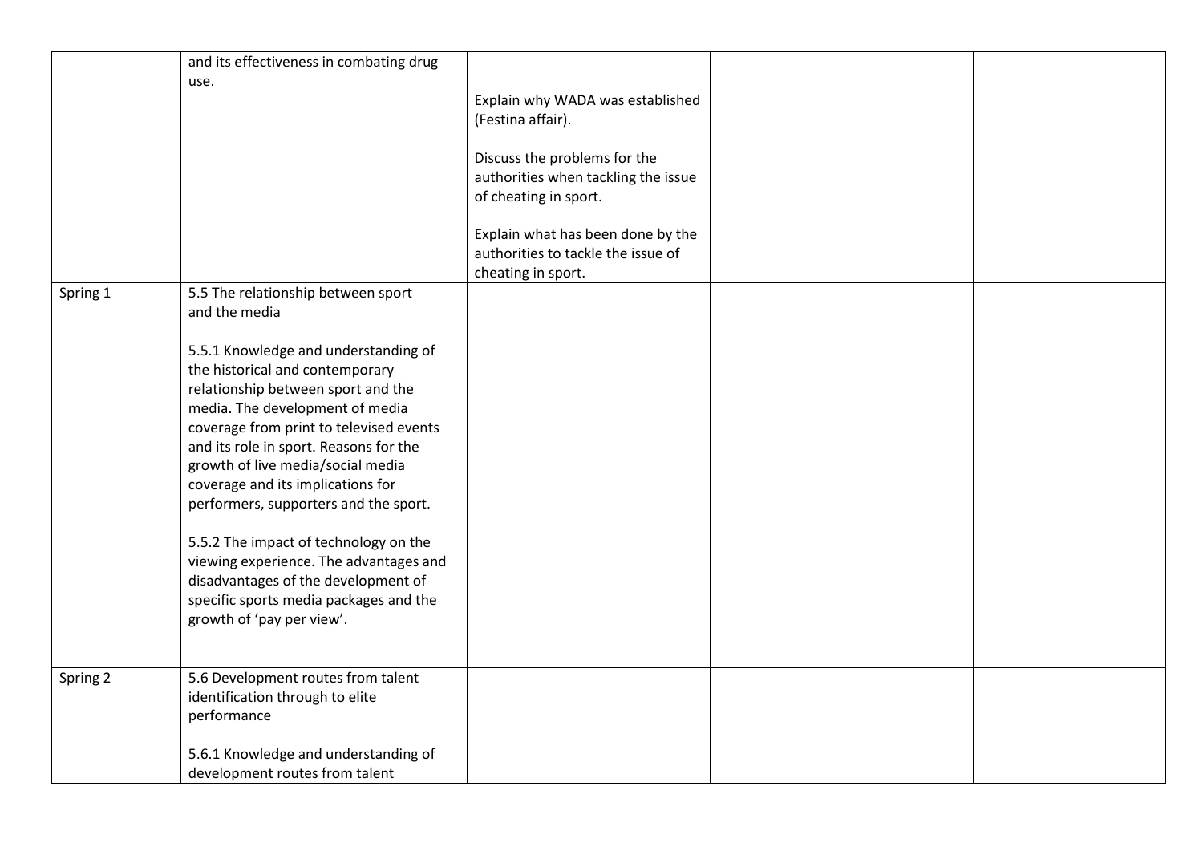|  |  |  |  |  |
|---|---|---|---|---|
|  | and its effectiveness in combating drug use. | Explain why WADA was established (Festina affair).<br><br>Discuss the problems for the authorities when tackling the issue of cheating in sport.<br><br>Explain what has been done by the authorities to tackle the issue of cheating in sport. |  |  |
| Spring 1 | 5.5 The relationship between sport and the media<br><br>5.5.1 Knowledge and understanding of the historical and contemporary relationship between sport and the media. The development of media coverage from print to televised events and its role in sport. Reasons for the growth of live media/social media coverage and its implications for performers, supporters and the sport.<br><br>5.5.2 The impact of technology on the viewing experience. The advantages and disadvantages of the development of specific sports media packages and the growth of 'pay per view'. |  |  |  |
| Spring 2 | 5.6 Development routes from talent identification through to elite performance<br><br>5.6.1 Knowledge and understanding of development routes from talent |  |  |  |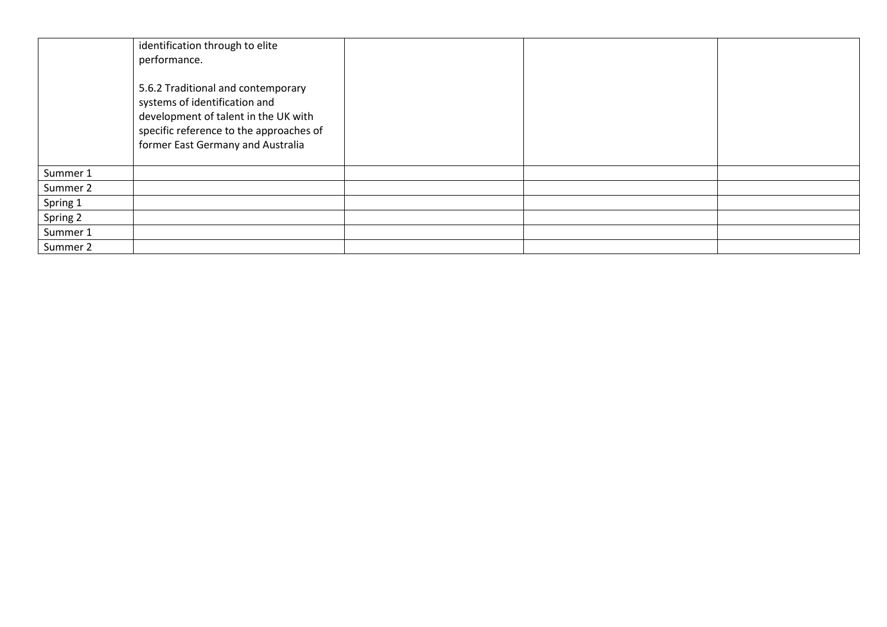| | | | | |
|---|---|---|---|---|
| | identification through to elite performance.<br><br>5.6.2 Traditional and contemporary systems of identification and development of talent in the UK with specific reference to the approaches of former East Germany and Australia | | | |
| Summer 1 | | | | |
| Summer 2 | | | | |
| Spring 1 | | | | |
| Spring 2 | | | | |
| Summer 1 | | | | |
| Summer 2 | | | | |